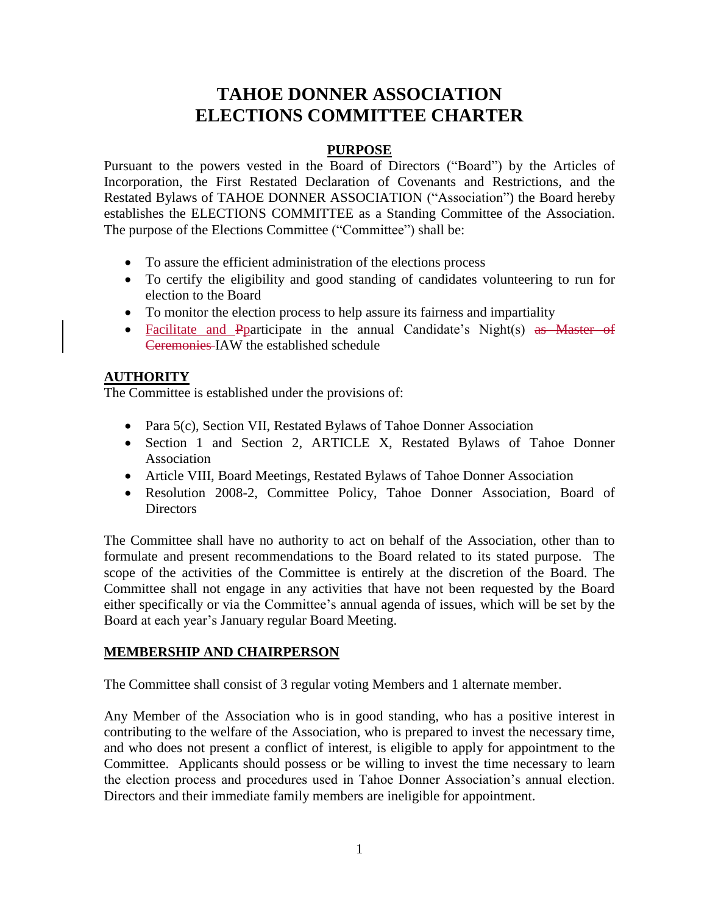# TAHOE DONNER ASSOCIATION
# ELECTIONS COMMITTEE CHARTER

## PURPOSE

Pursuant to the powers vested in the Board of Directors ("Board") by the Articles of Incorporation, the First Restated Declaration of Covenants and Restrictions, and the Restated Bylaws of TAHOE DONNER ASSOCIATION ("Association") the Board hereby establishes the ELECTIONS COMMITTEE as a Standing Committee of the Association. The purpose of the Elections Committee ("Committee") shall be:

- To assure the efficient administration of the elections process
- To certify the eligibility and good standing of candidates volunteering to run for election to the Board
- To monitor the election process to help assure its fairness and impartiality
- Facilitate and ~~P~~participate in the annual Candidate's Night(s) ~~as Master of Ceremonies~~ IAW the established schedule

## AUTHORITY

The Committee is established under the provisions of:

- Para 5(c), Section VII, Restated Bylaws of Tahoe Donner Association
- Section 1 and Section 2, ARTICLE X, Restated Bylaws of Tahoe Donner Association
- Article VIII, Board Meetings, Restated Bylaws of Tahoe Donner Association
- Resolution 2008-2, Committee Policy, Tahoe Donner Association, Board of Directors

The Committee shall have no authority to act on behalf of the Association, other than to formulate and present recommendations to the Board related to its stated purpose. The scope of the activities of the Committee is entirely at the discretion of the Board. The Committee shall not engage in any activities that have not been requested by the Board either specifically or via the Committee's annual agenda of issues, which will be set by the Board at each year's January regular Board Meeting.

## MEMBERSHIP AND CHAIRPERSON

The Committee shall consist of 3 regular voting Members and 1 alternate member.

Any Member of the Association who is in good standing, who has a positive interest in contributing to the welfare of the Association, who is prepared to invest the necessary time, and who does not present a conflict of interest, is eligible to apply for appointment to the Committee. Applicants should possess or be willing to invest the time necessary to learn the election process and procedures used in Tahoe Donner Association's annual election. Directors and their immediate family members are ineligible for appointment.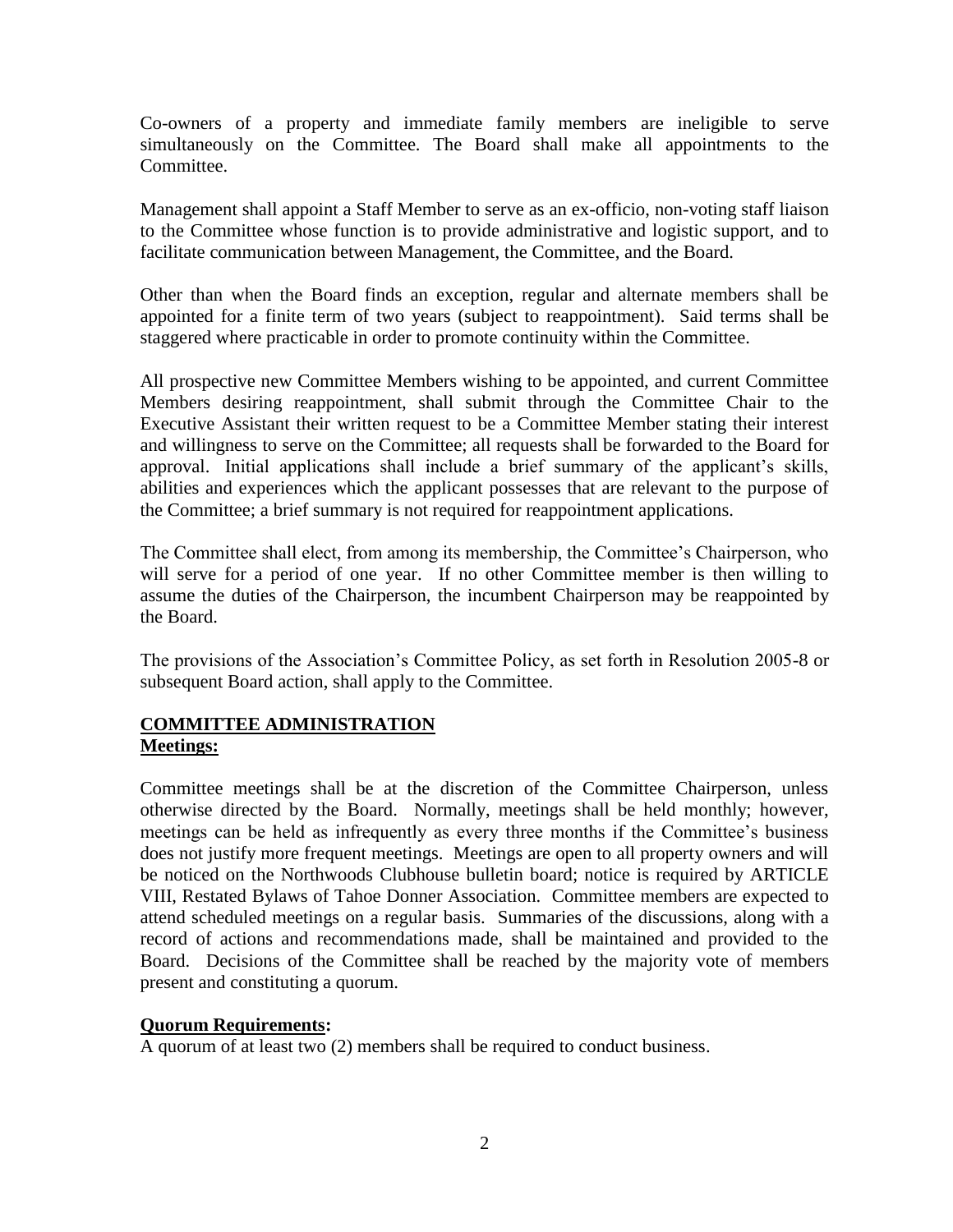Co-owners of a property and immediate family members are ineligible to serve simultaneously on the Committee. The Board shall make all appointments to the Committee.

Management shall appoint a Staff Member to serve as an ex-officio, non-voting staff liaison to the Committee whose function is to provide administrative and logistic support, and to facilitate communication between Management, the Committee, and the Board.

Other than when the Board finds an exception, regular and alternate members shall be appointed for a finite term of two years (subject to reappointment). Said terms shall be staggered where practicable in order to promote continuity within the Committee.

All prospective new Committee Members wishing to be appointed, and current Committee Members desiring reappointment, shall submit through the Committee Chair to the Executive Assistant their written request to be a Committee Member stating their interest and willingness to serve on the Committee; all requests shall be forwarded to the Board for approval. Initial applications shall include a brief summary of the applicant's skills, abilities and experiences which the applicant possesses that are relevant to the purpose of the Committee; a brief summary is not required for reappointment applications.

The Committee shall elect, from among its membership, the Committee's Chairperson, who will serve for a period of one year. If no other Committee member is then willing to assume the duties of the Chairperson, the incumbent Chairperson may be reappointed by the Board.

The provisions of the Association's Committee Policy, as set forth in Resolution 2005-8 or subsequent Board action, shall apply to the Committee.

## COMMITTEE ADMINISTRATION

### Meetings:

Committee meetings shall be at the discretion of the Committee Chairperson, unless otherwise directed by the Board. Normally, meetings shall be held monthly; however, meetings can be held as infrequently as every three months if the Committee's business does not justify more frequent meetings. Meetings are open to all property owners and will be noticed on the Northwoods Clubhouse bulletin board; notice is required by ARTICLE VIII, Restated Bylaws of Tahoe Donner Association. Committee members are expected to attend scheduled meetings on a regular basis. Summaries of the discussions, along with a record of actions and recommendations made, shall be maintained and provided to the Board. Decisions of the Committee shall be reached by the majority vote of members present and constituting a quorum.

### Quorum Requirements:

A quorum of at least two (2) members shall be required to conduct business.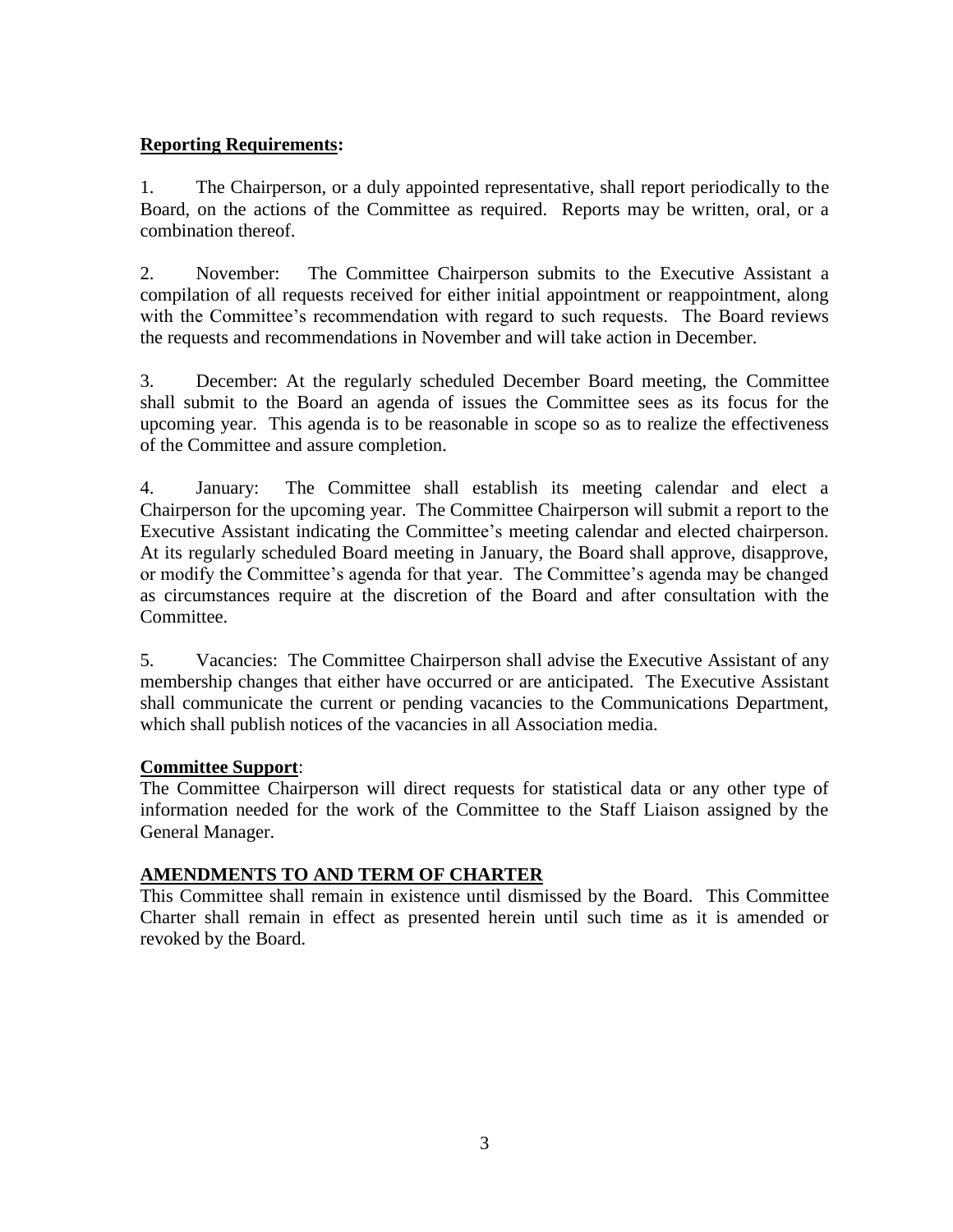**Reporting Requirements:**

1. The Chairperson, or a duly appointed representative, shall report periodically to the Board, on the actions of the Committee as required. Reports may be written, oral, or a combination thereof.

2. November: The Committee Chairperson submits to the Executive Assistant a compilation of all requests received for either initial appointment or reappointment, along with the Committee's recommendation with regard to such requests. The Board reviews the requests and recommendations in November and will take action in December.

3. December: At the regularly scheduled December Board meeting, the Committee shall submit to the Board an agenda of issues the Committee sees as its focus for the upcoming year. This agenda is to be reasonable in scope so as to realize the effectiveness of the Committee and assure completion.

4. January: The Committee shall establish its meeting calendar and elect a Chairperson for the upcoming year. The Committee Chairperson will submit a report to the Executive Assistant indicating the Committee's meeting calendar and elected chairperson. At its regularly scheduled Board meeting in January, the Board shall approve, disapprove, or modify the Committee's agenda for that year. The Committee's agenda may be changed as circumstances require at the discretion of the Board and after consultation with the Committee.

5. Vacancies: The Committee Chairperson shall advise the Executive Assistant of any membership changes that either have occurred or are anticipated. The Executive Assistant shall communicate the current or pending vacancies to the Communications Department, which shall publish notices of the vacancies in all Association media.

**Committee Support**:

The Committee Chairperson will direct requests for statistical data or any other type of information needed for the work of the Committee to the Staff Liaison assigned by the General Manager.

**AMENDMENTS TO AND TERM OF CHARTER**

This Committee shall remain in existence until dismissed by the Board. This Committee Charter shall remain in effect as presented herein until such time as it is amended or revoked by the Board.